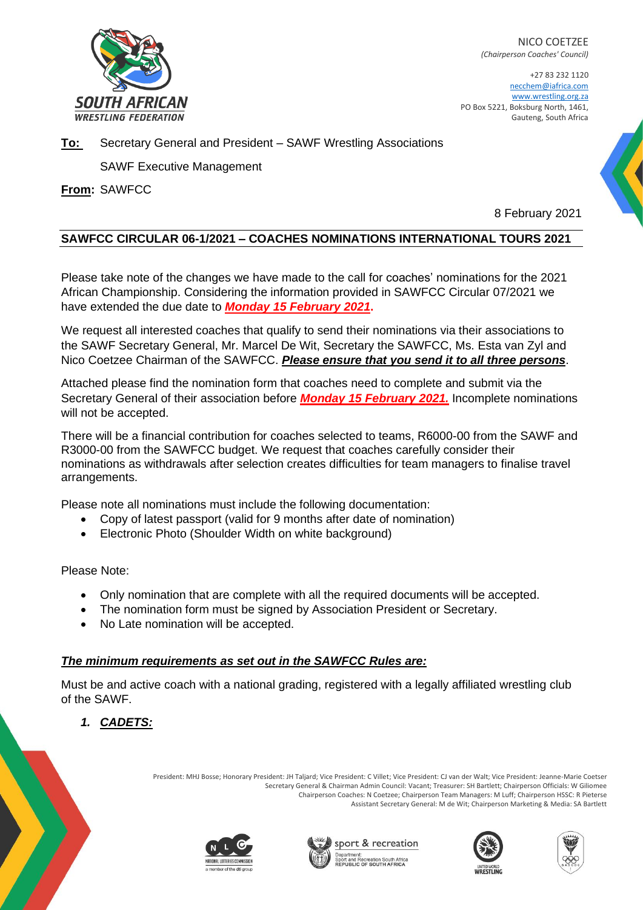NICO COETZEE
*(Chairperson Coaches' Council)*

+27 83 232 1120
necchem@iafrica.com
www.wrestling.org.za
PO Box 5221, Boksburg North, 1461,
Gauteng, South Africa

**To:** Secretary General and President – SAWF Wrestling Associations

SAWF Executive Management

**From:** SAWFCC

8 February 2021

**SAWFCC CIRCULAR 06-1/2021 – COACHES NOMINATIONS INTERNATIONAL TOURS 2021**

Please take note of the changes we have made to the call for coaches' nominations for the 2021 African Championship. Considering the information provided in SAWFCC Circular 07/2021 we have extended the due date to ***Monday 15 February 2021***.

We request all interested coaches that qualify to send their nominations via their associations to the SAWF Secretary General, Mr. Marcel De Wit, Secretary the SAWFCC, Ms. Esta van Zyl and Nico Coetzee Chairman of the SAWFCC. ***Please ensure that you send it to all three persons***.

Attached please find the nomination form that coaches need to complete and submit via the Secretary General of their association before ***Monday 15 February 2021.*** Incomplete nominations will not be accepted.

There will be a financial contribution for coaches selected to teams, R6000-00 from the SAWF and R3000-00 from the SAWFCC budget. We request that coaches carefully consider their nominations as withdrawals after selection creates difficulties for team managers to finalise travel arrangements.

Please note all nominations must include the following documentation:

- Copy of latest passport (valid for 9 months after date of nomination)
- Electronic Photo (Shoulder Width on white background)

Please Note:

- Only nomination that are complete with all the required documents will be accepted.
- The nomination form must be signed by Association President or Secretary.
- No Late nomination will be accepted.

***The minimum requirements as set out in the SAWFCC Rules are:***

Must be and active coach with a national grading, registered with a legally affiliated wrestling club of the SAWF.

1. ***CADETS:***

President: MHJ Bosse; Honorary President: JH Taljard; Vice President: C Villet; Vice President: CJ van der Walt; Vice President: Jeanne-Marie Coetser
Secretary General & Chairman Admin Council: Vacant; Treasurer: SH Bartlett; Chairperson Officials: W Giliomee
Chairperson Coaches: N Coetzee; Chairperson Team Managers: M Luff; Chairperson HSSC: R Pieterse
Assistant Secretary General: M de Wit; Chairperson Marketing & Media: SA Bartlett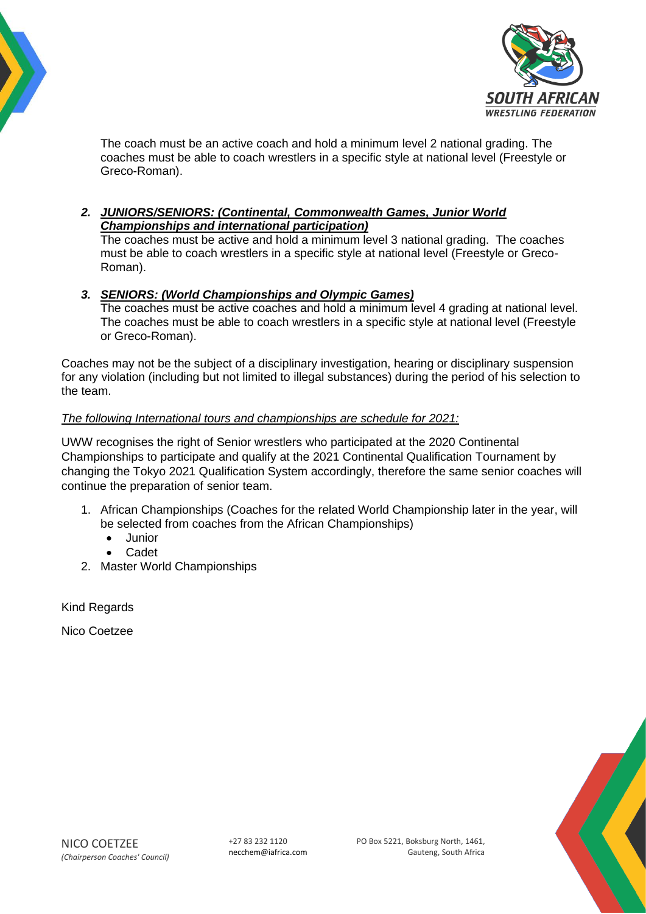The coach must be an active coach and hold a minimum level 2 national grading. The coaches must be able to coach wrestlers in a specific style at national level (Freestyle or Greco-Roman).

2. ***JUNIORS/SENIORS: (Continental, Commonwealth Games, Junior World Championships and international participation)***
   The coaches must be active and hold a minimum level 3 national grading. The coaches must be able to coach wrestlers in a specific style at national level (Freestyle or Greco-Roman).

3. ***SENIORS: (World Championships and Olympic Games)***
   The coaches must be active coaches and hold a minimum level 4 grading at national level. The coaches must be able to coach wrestlers in a specific style at national level (Freestyle or Greco-Roman).

Coaches may not be the subject of a disciplinary investigation, hearing or disciplinary suspension for any violation (including but not limited to illegal substances) during the period of his selection to the team.

*The following International tours and championships are schedule for 2021:*

UWW recognises the right of Senior wrestlers who participated at the 2020 Continental Championships to participate and qualify at the 2021 Continental Qualification Tournament by changing the Tokyo 2021 Qualification System accordingly, therefore the same senior coaches will continue the preparation of senior team.

1. African Championships (Coaches for the related World Championship later in the year, will be selected from coaches from the African Championships)
   - Junior
   - Cadet
2. Master World Championships

Kind Regards

Nico Coetzee

NICO COETZEE
*(Chairperson Coaches' Council)*

+27 83 232 1120
necchem@iafrica.com

PO Box 5221, Boksburg North, 1461,
Gauteng, South Africa